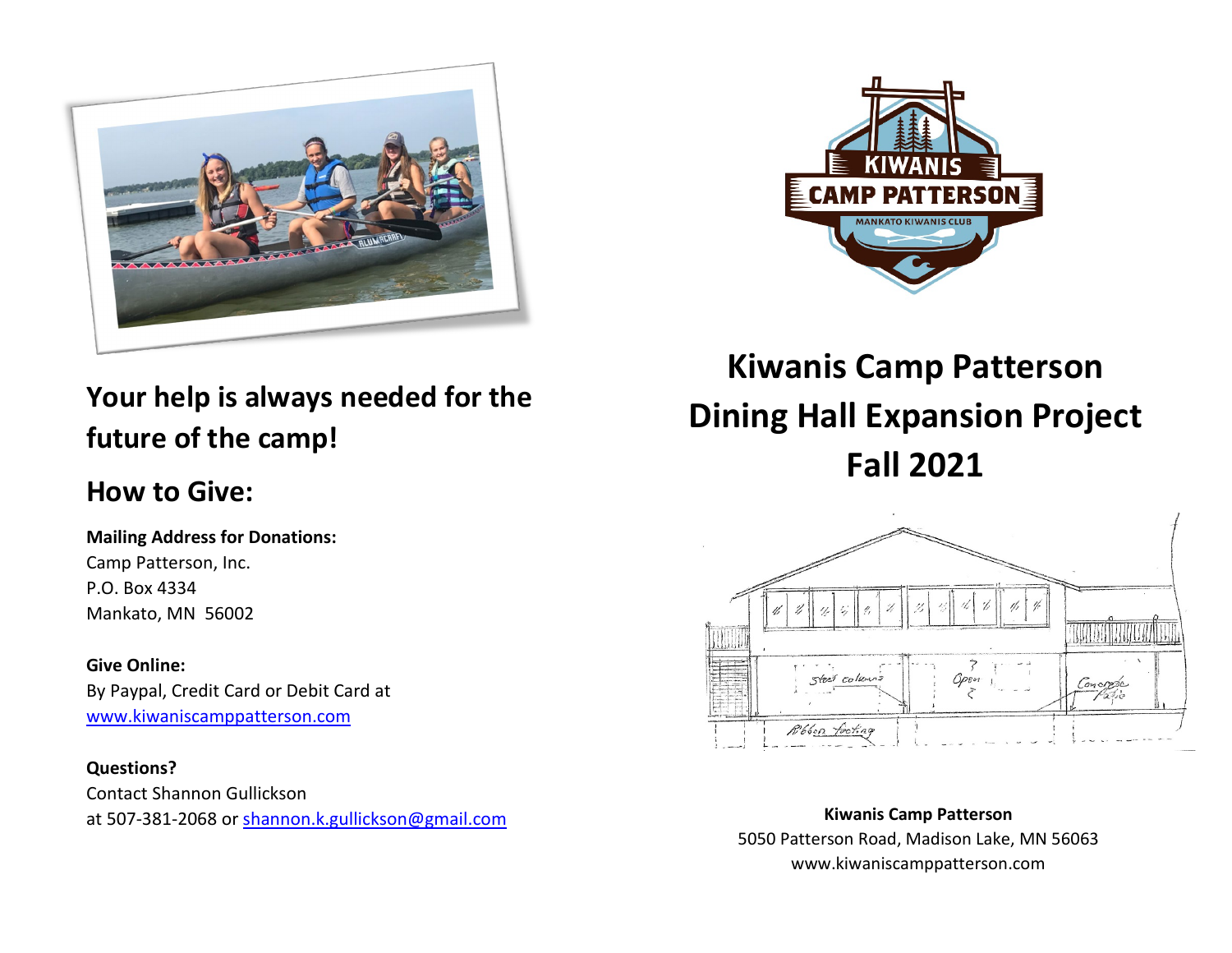## Your help is always needed for the future of the camp!

## How to Give:

**Mailing Address for Donations:**
Camp Patterson, Inc.
P.O. Box 4334
Mankato, MN 56002

**Give Online:**
By Paypal, Credit Card or Debit Card at
www.kiwaniscamppatterson.com

**Questions?**
Contact Shannon Gullickson
at 507-381-2068 or shannon.k.gullickson@gmail.com

# Kiwanis Camp Patterson Dining Hall Expansion Project Fall 2021

**Kiwanis Camp Patterson**
5050 Patterson Road, Madison Lake, MN 56063
www.kiwaniscamppatterson.com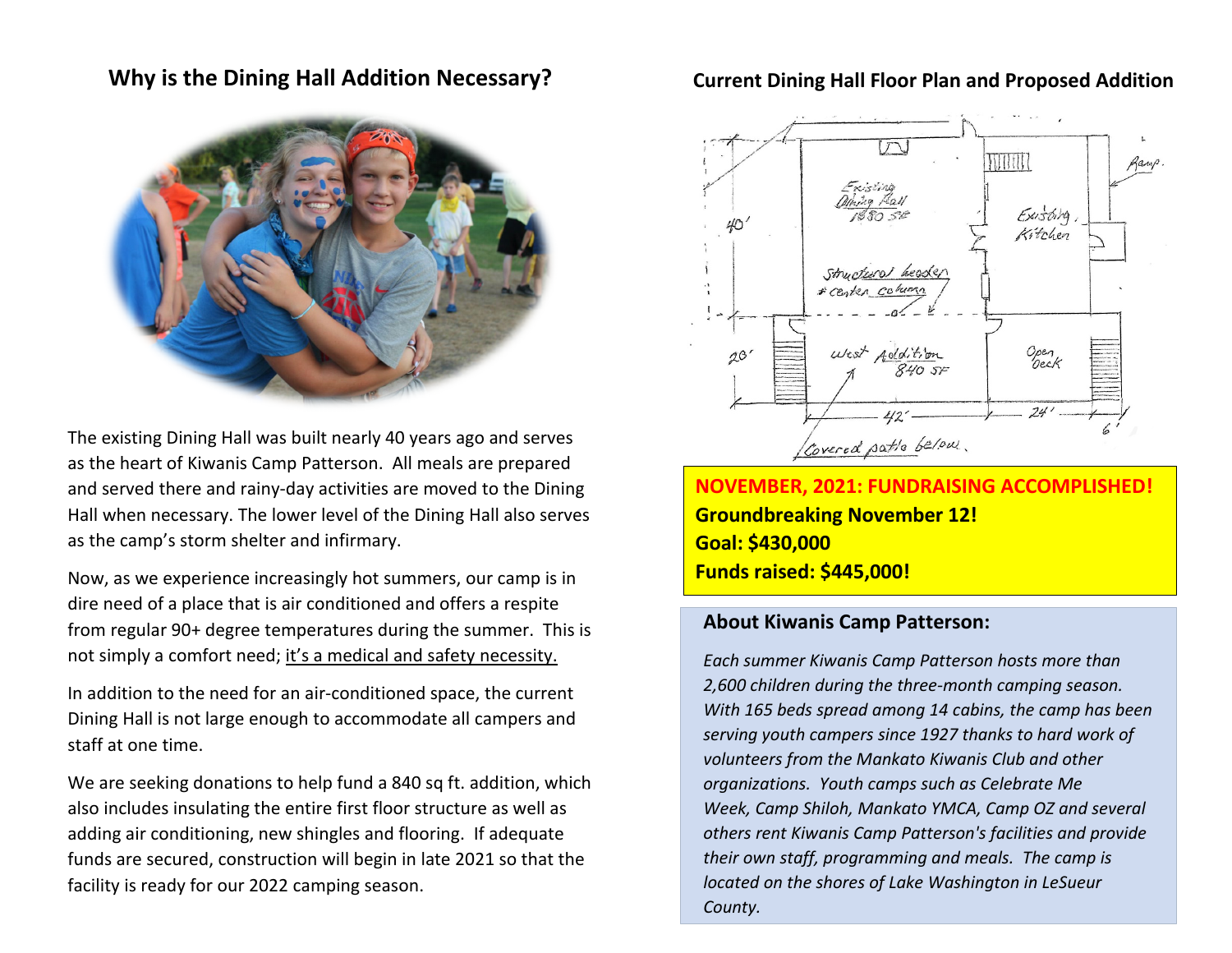## Why is the Dining Hall Addition Necessary?

The existing Dining Hall was built nearly 40 years ago and serves as the heart of Kiwanis Camp Patterson. All meals are prepared and served there and rainy-day activities are moved to the Dining Hall when necessary. The lower level of the Dining Hall also serves as the camp's storm shelter and infirmary.

Now, as we experience increasingly hot summers, our camp is in dire need of a place that is air conditioned and offers a respite from regular 90+ degree temperatures during the summer. This is not simply a comfort need; it's a medical and safety necessity.

In addition to the need for an air-conditioned space, the current Dining Hall is not large enough to accommodate all campers and staff at one time.

We are seeking donations to help fund a 840 sq ft. addition, which also includes insulating the entire first floor structure as well as adding air conditioning, new shingles and flooring. If adequate funds are secured, construction will begin in late 2021 so that the facility is ready for our 2022 camping season.

## Current Dining Hall Floor Plan and Proposed Addition

Existing Dining Hall 1680 SF
Existing Kitchen
Ramp
40'
Structural header & center column
20'
West Addition 840 SF
Open Deck
42'
24'
6'
Covered patio below

**NOVEMBER, 2021: FUNDRAISING ACCOMPLISHED!**
**Groundbreaking November 12!**
**Goal: $430,000**
**Funds raised: $445,000!**

### About Kiwanis Camp Patterson:

*Each summer Kiwanis Camp Patterson hosts more than 2,600 children during the three-month camping season. With 165 beds spread among 14 cabins, the camp has been serving youth campers since 1927 thanks to hard work of volunteers from the Mankato Kiwanis Club and other organizations. Youth camps such as Celebrate Me Week, Camp Shiloh, Mankato YMCA, Camp OZ and several others rent Kiwanis Camp Patterson's facilities and provide their own staff, programming and meals. The camp is located on the shores of Lake Washington in LeSueur County.*